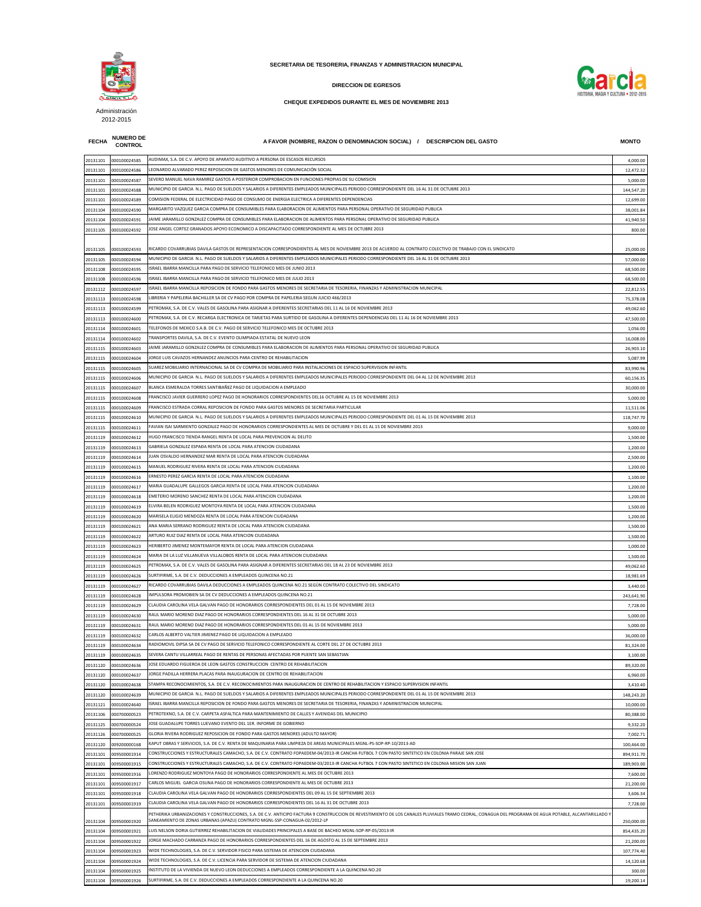**SECRETARIA DE TESORERIA, FINANZAS Y ADMINISTRACION MUNICIPAL**

**DIRECCION DE EGRESOS**

**CHEQUE EXPEDIDOS DURANTE EL MES DE NOVIEMBRE 2013**

Administración 2012-2015

| FECHA | NUMERO DE CONTROL | A FAVOR (NOMBRE, RAZON O DENOMINACION SOCIAL) / DESCRIPCION DEL GASTO | MONTO |
|---|---|---|---|
| 20131101 | 000100024585 | AUDIMAX, S.A. DE C.V. APOYO DE APARATO AUDITIVO A PERSONA DE ESCASOS RECURSOS | 4,000.00 |
| 20131101 | 000100024586 | LEONARDO ALVARADO PEREZ REPOSICION DE GASTOS MENORES DE COMUNICACIÓN SOCIAL | 12,472.32 |
| 20131101 | 000100024587 | SEVERO MANUEL NAVA RAMIREZ GASTOS A POSTERIOR COMPROBACION EN FUNCIONES PROPIAS DE SU COMISION | 5,000.00 |
| 20131101 | 000100024588 | MUNICIPIO DE GARCIA N.L. PAGO DE SUELDOS Y SALARIOS A DIFERENTES EMPLEADOS MUNICIPALES PERIODO CORRESPONDIENTE DEL 16 AL 31 DE OCTUBRE 2013 | 144,547.20 |
| 20131101 | 000100024589 | COMISION FEDERAL DE ELECTRICIDAD PAGO DE CONSUMO DE ENERGIA ELECTRICA A DIFERENTES DEPENDENCIAS | 12,699.00 |
| 20131104 | 000100024590 | MARGARITO VAZQUEZ GARCIA COMPRA DE CONSUMIBLES PARA ELABORACION DE ALIMENTOS PARA PERSONAL OPERATIVO DE SEGURIDAD PUBLICA | 38,001.84 |
| 20131104 | 000100024591 | JAIME JARAMILLO GONZALEZ COMPRA DE CONSUMIBLES PARA ELABORACION DE ALIMENTOS PARA PERSONAL OPERATIVO DE SEGURIDAD PUBLICA | 41,940.50 |
| 20131105 | 000100024592 | JOSE ANGEL CORTEZ GRANADOS APOYO ECONOMICO A DISCAPACITADO CORRESPONDIENTE AL MES DE OCTUBRE 2013 | 800.00 |
| 20131105 | 000100024593 | RICARDO COVARRUBIAS DAVILA GASTOS DE REPRESENTACION CORRESPONDIENTES AL MES DE NOVIEMBRE 2013 DE ACUERDO AL CONTRATO COLECTIVO DE TRABAJO CON EL SINDICATO | 25,000.00 |
| 20131105 | 000100024594 | MUNICIPIO DE GARCIA N.L. PAGO DE SUELDOS Y SALARIOS A DIFERENTES EMPLEADOS MUNICIPALES PERIODO CORRESPONDIENTE DEL 16 AL 31 DE OCTUBRE 2013 | 57,000.00 |
| 20131108 | 000100024595 | ISRAEL IBARRA MANCILLA PARA PAGO DE SERVICIO TELEFONICO MES DE JUNIO 2013 | 68,500.00 |
| 20131108 | 000100024596 | ISRAEL IBARRA MANCILLA PARA PAGO DE SERVICIO TELEFONICO MES DE JULIO 2013 | 68,500.00 |
| 20131112 | 000100024597 | ISRAEL IBARRA MANCILLA REPOSICION DE FONDO PARA GASTOS MENORES DE SECRETARIA DE TESORERIA, FINANZAS Y ADMINISTRACION MUNICIPAL | 22,812.55 |
| 20131113 | 000100024598 | LIBRERIA Y PAPELERIA BACHILLER SA DE CV PAGO POR COMPRA DE PAPELERIA SEGUN JUICIO 466/2013 | 75,378.08 |
| 20131113 | 000100024599 | PETROMAX, S.A. DE C.V. VALES DE GASOLINA PARA ASIGNAR A DIFERENTES SECRETARIAS DEL 11 AL 16 DE NOVIEMBRE 2013 | 49,062.60 |
| 20131113 | 000100024600 | PETROMAX, S.A. DE C.V. RECARGA ELECTRONICA DE TARJETAS PARA SURTIDO DE GASOLINA A DIFERENTES DEPENDENCIAS DEL 11 AL 16 DE NOVIEMBRE 2013 | 47,500.00 |
| 20131114 | 000100024601 | TELEFONOS DE MEXICO S.A.B. DE C.V. PAGO DE SERVICIO TELEFONICO MES DE OCTUBRE 2013 | 1,056.00 |
| 20131114 | 000100024602 | TRANSPORTES DAVILA, S.A. DE C.V. EVENTO OLIMPIADA ESTATAL DE NUEVO LEON | 16,008.00 |
| 20131115 | 000100024603 | JAIME JARAMILLO GONZALEZ COMPRA DE CONSUMIBLES PARA ELABORACION DE ALIMENTOS PARA PERSONAL OPERATIVO DE SEGURIDAD PUBLICA | 26,903.10 |
| 20131115 | 000100024604 | JORGE LUIS CAVAZOS HERNANDEZ ANUNCIOS PARA CENTRO DE REHABILITACION | 5,087.99 |
| 20131115 | 000100024605 | SUAREZ MOBILIARIO INTERNACIONAL SA DE CV COMPRA DE MOBILIARIO PARA INSTALACIONES DE ESPACIO SUPERVISION INFANTIL | 83,990.96 |
| 20131115 | 000100024606 | MUNICIPIO DE GARCIA N.L. PAGO DE SUELDOS Y SALARIOS A DIFERENTES EMPLEADOS MUNICIPALES PERIODO CORRESPONDIENTE DEL 04 AL 12 DE NOVIEMBRE 2013 | 60,156.35 |
| 20131115 | 000100024607 | BLANCA ESMERALDA TORRES SANTIBAÑEZ PAGO DE LIQUIDACION A EMPLEADO | 30,000.00 |
| 20131115 | 000100024608 | FRANCISCO JAVIER GUERRERO LOPEZ PAGO DE HONORARIOS CORRESPONDIENTES DEL16 OCTUBRE AL 15 DE NOVIEMBRE 2013 | 5,000.00 |
| 20131115 | 000100024609 | FRANCISCO ESTRADA CORRAL REPOSICION DE FONDO PARA GASTOS MENORES DE SECRETARIA PARTICULAR | 11,511.06 |
| 20131115 | 000100024610 | MUNICIPIO DE GARCIA N.L. PAGO DE SUELDOS Y SALARIOS A DIFERENTES EMPLEADOS MUNICIPALES PERIODO CORRESPONDIENTE DEL 01 AL 15 DE NOVIEMBRE 2013 | 118,747.70 |
| 20131115 | 000100024611 | FAVIAN ISAI SARMIENTO GONZALEZ PAGO DE HONORARIOS CORRESPONDIENTES AL MES DE OCTUBRE Y DEL 01 AL 15 DE NOVIEMBRE 2013 | 9,000.00 |
| 20131119 | 000100024612 | HUGO FRANCISCO TIENDA RANGEL RENTA DE LOCAL PARA PREVENCION AL DELITO | 1,500.00 |
| 20131119 | 000100024613 | GABRIELA GONZALEZ ESPAÐA RENTA DE LOCAL PARA ATENCION CIUDADANA | 1,200.00 |
| 20131119 | 000100024614 | JUAN OSVALDO HERNANDEZ MAR RENTA DE LOCAL PARA ATENCION CIUDADANA | 2,500.00 |
| 20131119 | 000100024615 | MANUEL RODRIGUEZ RIVERA RENTA DE LOCAL PARA ATENCION CIUDADANA | 1,200.00 |
| 20131119 | 000100024616 | ERNESTO PEREZ GARCIA RENTA DE LOCAL PARA ATENCION CIUDADANA | 1,100.00 |
| 20131119 | 000100024617 | MARIA GUADALUPE GALLEGOS GARCIA RENTA DE LOCAL PARA ATENCION CIUDADANA | 1,200.00 |
| 20131119 | 000100024618 | EMETERIO MORENO SANCHEZ RENTA DE LOCAL PARA ATENCION CIUDADANA | 1,200.00 |
| 20131119 | 000100024619 | ELVIRA BELEN RODRIGUEZ MONTOYA RENTA DE LOCAL PARA ATENCION CIUDADANA | 1,500.00 |
| 20131119 | 000100024620 | MARISELA ELIGIO MENDOZA RENTA DE LOCAL PARA ATENCION CIUDADANA | 1,200.00 |
| 20131119 | 000100024621 | ANA MARIA SERRANO RODRIGUEZ RENTA DE LOCAL PARA ATENCION CIUDADANA | 1,500.00 |
| 20131119 | 000100024622 | ARTURO RUIZ DIAZ RENTA DE LOCAL PARA ATENCION CIUDADANA | 1,500.00 |
| 20131119 | 000100024623 | HERIBERTO JIMENEZ MONTEMAYOR RENTA DE LOCAL PARA ATENCION CIUDADANA | 1,000.00 |
| 20131119 | 000100024624 | MARIA DE LA LUZ VILLANUEVA VILLALOBOS RENTA DE LOCAL PARA ATENCION CIUDADANA | 1,500.00 |
| 20131119 | 000100024625 | PETROMAX, S.A. DE C.V. VALES DE GASOLINA PARA ASIGNAR A DIFERENTES SECRETARIAS DEL 18 AL 23 DE NOVIEMBRE 2013 | 49,062.60 |
| 20131119 | 000100024626 | SURTIFIRME, S.A. DE C.V. DEDUCCIONES A EMPLEADOS QUINCENA NO.21 | 18,981.69 |
| 20131119 | 000100024627 | RICARDO COVARRUBIAS DAVILA DEDUCCIONES A EMPLEADOS QUINCENA NO.21 SEGÚN CONTRATO COLECTIVO DEL SINDICATO | 3,440.00 |
| 20131119 | 000100024628 | IMPULSORA PROMOBIEN SA DE CV DEDUCCIONES A EMPLEADOS QUINCENA NO.21 | 243,641.90 |
| 20131119 | 000100024629 | CLAUDIA CAROLINA VELA GALVAN PAGO DE HONORARIOS CORRESPONDIENTES DEL 01 AL 15 DE NOVIEMBRE 2013 | 7,728.00 |
| 20131119 | 000100024630 | RAUL MARIO MORENO DIAZ PAGO DE HONORARIOS CORRESPONDIENTES DEL 16 AL 31 DE OCTUBRE 2013 | 5,000.00 |
| 20131119 | 000100024631 | RAUL MARIO MORENO DIAZ PAGO DE HONORARIOS CORRESPONDIENTES DEL 01 AL 15 DE NOVIEMBRE 2013 | 5,000.00 |
| 20131119 | 000100024632 | CARLOS ALBERTO VALTIER JIMENEZ PAGO DE LIQUIDACION A EMPLEADO | 36,000.00 |
| 20131119 | 000100024634 | RADIOMOVIL DIPSA SA DE CV PAGO DE SERVICIO TELEFONICO CORRESPONDIENTE AL CORTE DEL 27 DE OCTUBRE 2013 | 81,324.00 |
| 20131119 | 000100024635 | SEVERA CANTU VILLARREAL PAGO DE RENTAS DE PERSONAS AFECTADAS POR PUENTE SAN SEBASTIAN | 3,100.00 |
| 20131120 | 000100024636 | JOSE EDUARDO FIGUEROA DE LEON GASTOS CONSTRUCCION CENTRO DE REHABILITACION | 89,320.00 |
| 20131120 | 000100024637 | JORGE PADILLA HERRERA PLACAS PARA INAUGURACION DE CENTRO DE REHABILITACION | 6,960.00 |
| 20131120 | 000100024638 | STAMPA RECONOCIMIENTOS, S.A. DE C.V. RECONOCIMIENTOS PARA INAUGURACION DE CENTRO DE REHABILITACION Y ESPACIO SUPERVISION INFANTIL | 3,410.40 |
| 20131120 | 000100024639 | MUNICIPIO DE GARCIA N.L. PAGO DE SUELDOS Y SALARIOS A DIFERENTES EMPLEADOS MUNICIPALES PERIODO CORRESPONDIENTE DEL 01 AL 15 DE NOVIEMBRE 2013 | 148,243.20 |
| 20131121 | 000100024640 | ISRAEL IBARRA MANCILLA REPOSICION DE FONDO PARA GASTOS MENORES DE SECRETARIA DE TESORERIA, FINANZAS Y ADMINISTRACION MUNICIPAL | 10,000.00 |
| 20131106 | 000700000523 | PETROTEKNO, S.A. DE C.V. CARPETA ASFALTICA PARA MANTENIMIENTO DE CALLES Y AVENIDAS DEL MUNICIPIO | 80,388.00 |
| 20131125 | 000700000524 | JOSE GUADALUPE TORRES LUEVANO EVENTO DEL 1ER. INFORME DE GOBIERNO | 9,332.20 |
| 20131126 | 000700000525 | GLORIA RIVERA RODRIGUEZ REPOSICION DE FONDO PARA GASTOS MENORES (ADULTO MAYOR) | 7,002.71 |
| 20131120 | 009200000168 | KAPUT OBRAS Y SERVICIOS, S.A. DE C.V. RENTA DE MAQUINARIA PARA LIMPIEZA DE AREAS MUNICIPALES MGNL-PS-SOP-RP-10/2013-AD | 100,464.00 |
| 20131101 | 009500001914 | CONSTRUCCIONES Y ESTRUCTURALES CAMACHO, S.A. DE C.V. CONTRATO FOPAEDEM-04/2013-IR CANCHA FUTBOL 7 CON PASTO SINTETICO EN COLONIA PARAJE SAN JOSE | 894,911.70 |
| 20131101 | 009500001915 | CONSTRUCCIONES Y ESTRUCTURALES CAMACHO, S.A. DE C.V. CONTRATO FOPAEDEM-03/2013-IR CANCHA FUTBOL 7 CON PASTO SINTETICO EN COLONIA MISION SAN JUAN | 189,903.00 |
| 20131101 | 009500001916 | LORENZO RODRIGUEZ MONTOYA PAGO DE HONORARIOS CORRESPONDIENTES AL MES DE OCTUBRE 2013 | 7,600.00 |
| 20131101 | 009500001917 | CARLOS MIGUEL GARCIA OSUNA PAGO DE HONORARIOS CORRESPONDIENTE AL MES DE OCTUBRE 2013 | 21,200.00 |
| 20131101 | 009500001918 | CLAUDIA CAROLINA VELA GALVAN PAGO DE HONORARIOS CORRESPONDIENTES DEL 09 AL 15 DE SEPTIEMBRE 2013 | 3,606.34 |
| 20131101 | 009500001919 | CLAUDIA CAROLINA VELA GALVAN PAGO DE HONORARIOS CORRESPONDIENTES DEL 16 AL 31 DE OCTUBRE 2013 | 7,728.00 |
| 20131104 | 009500001920 | PETHERIKA URBANIZACIONES Y CONSTRUCCIONES, S.A. DE C.V. ANTICIPO FACTURA 9 CONSTRUCCION DE REVESTIMIENTO DE LOS CANALES PLUVIALES TRAMO CEDRAL, CONAGUA DEL PROGRAMA DE AGUA POTABLE, ALCANTARILLADO Y SANEAMIENTO DE ZONAS URBANAS (APAZU) CONTRATO MGNL-SSP-CONAGUA-02/2012-LP | 250,000.00 |
| 20131104 | 009500001921 | LUIS NELSON DORIA GUTIERREZ REHABILITACION DE VIALIDADES PRINCIPALES A BASE DE BACHEO MGNL-SOP-RP-05/2013-IR | 854,435.20 |
| 20131104 | 009500001922 | JORGE MACHADO CARRANZA PAGO DE HONORARIOS CORRESPONDIENTES DEL 16 DE AGOSTO AL 15 DE SEPTEMBRE 2013 | 21,200.00 |
| 20131104 | 009500001923 | WIDE TECHNOLOGIES, S.A. DE C.V. SERVIDOR FISICO PARA SISTEMA DE ATENCION CIUDADANA | 107,774.40 |
| 20131104 | 009500001924 | WIDE TECHNOLOGIES, S.A. DE C.V. LICENCIA PARA SERVIDOR DE SISTEMA DE ATENCION CIUDADANA | 14,120.68 |
| 20131104 | 009500001925 | INSTITUTO DE LA VIVIENDA DE NUEVO LEON DEDUCCIONES A EMPLEADOS CORRESPONDIENTE A LA QUINCENA NO.20 | 300.00 |
| 20131104 | 009500001926 | SURTIFIRME, S.A. DE C.V. DEDUCCIONES A EMPLEADOS CORRESPONDIENTE A LA QUINCENA NO.20 | 19,200.14 |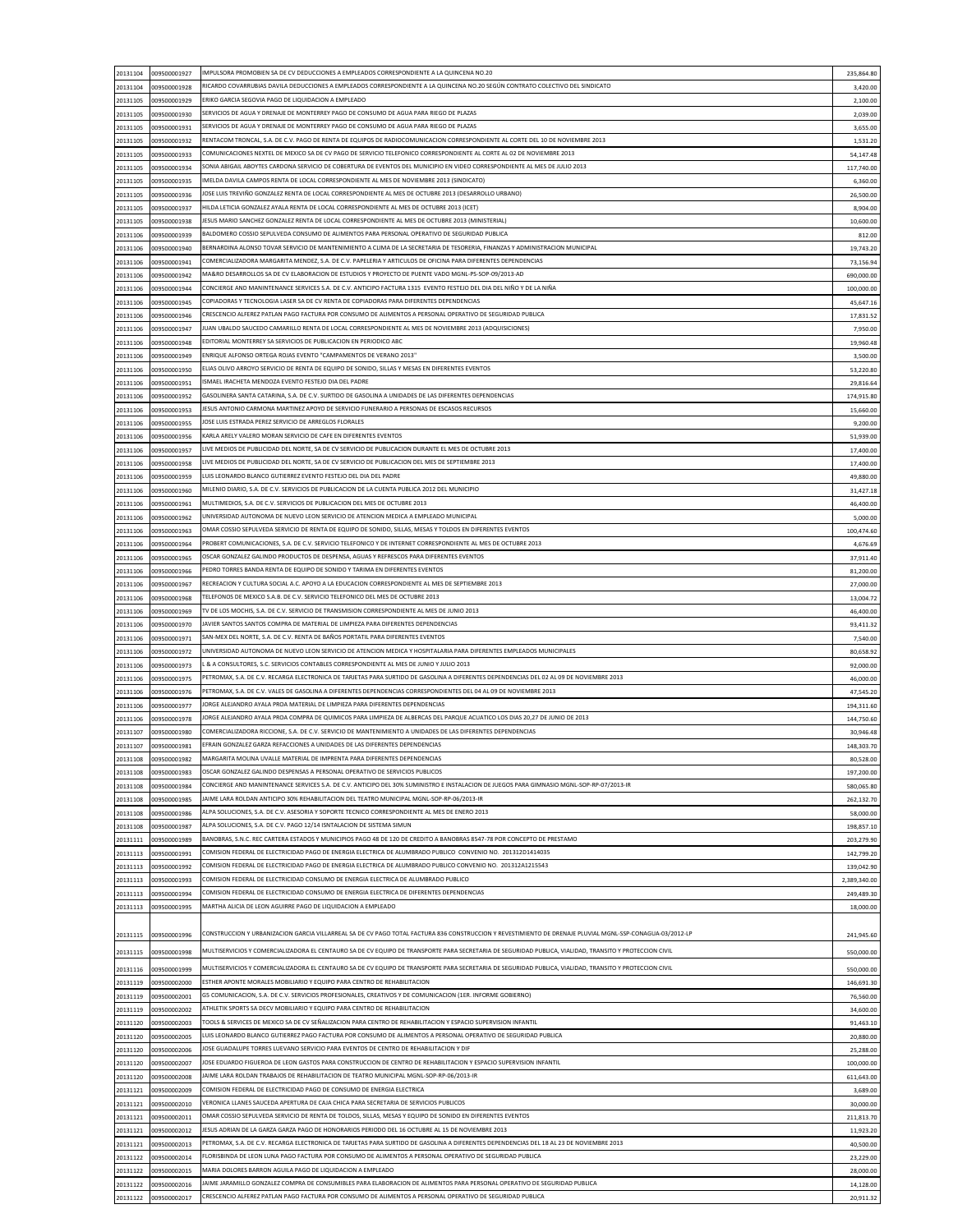| | | | |
|---|---|---|---|
| 20131104 | 009500001927 | IMPULSORA PROMOBIEN SA DE CV DEDUCCIONES A EMPLEADOS CORRESPONDIENTE A LA QUINCENA NO.20 | 235,864.80 |
| 20131104 | 009500001928 | RICARDO COVARRUBIAS DAVILA DEDUCCIONES A EMPLEADOS CORRESPONDIENTE A LA QUINCENA NO.20 SEGÚN CONTRATO COLECTIVO DEL SINDICATO | 3,420.00 |
| 20131105 | 009500001929 | ERIKO GARCIA SEGOVIA PAGO DE LIQUIDACION A EMPLEADO | 2,100.00 |
| 20131105 | 009500001930 | SERVICIOS DE AGUA Y DRENAJE DE MONTERREY PAGO DE CONSUMO DE AGUA PARA RIEGO DE PLAZAS | 2,039.00 |
| 20131105 | 009500001931 | SERVICIOS DE AGUA Y DRENAJE DE MONTERREY PAGO DE CONSUMO DE AGUA PARA RIEGO DE PLAZAS | 3,655.00 |
| 20131105 | 009500001932 | RENTACOM TRONCAL, S.A. DE C.V. PAGO DE RENTA DE EQUIPOS DE RADIOCOMUNICACION CORRESPONDIENTE AL CORTE DEL 10 DE NOVIEMBRE 2013 | 1,531.20 |
| 20131105 | 009500001933 | COMUNICACIONES NEXTEL DE MEXICO SA DE CV PAGO DE SERVICIO TELEFONICO CORRESPONDIENTE AL CORTE AL 02 DE NOVIEMBRE 2013 | 54,147.48 |
| 20131105 | 009500001934 | SONIA ABIGAIL ABOYTES CARDONA SERVICIO DE COBERTURA DE EVENTOS DEL MUNICIPIO EN VIDEO CORRESPONDIENTE AL MES DE JULIO 2013 | 117,740.00 |
| 20131105 | 009500001935 | IMELDA DAVILA CAMPOS RENTA DE LOCAL CORRESPONDIENTE AL MES DE NOVIEMBRE 2013 (SINDICATO) | 6,360.00 |
| 20131105 | 009500001936 | JOSE LUIS TREVIÑO GONZALEZ RENTA DE LOCAL CORRESPONDIENTE AL MES DE OCTUBRE 2013 (DESARROLLO URBANO) | 26,500.00 |
| 20131105 | 009500001937 | HILDA LETICIA GONZALEZ AYALA RENTA DE LOCAL CORRESPONDIENTE AL MES DE OCTUBRE 2013 (ICET) | 8,904.00 |
| 20131105 | 009500001938 | JESUS MARIO SANCHEZ GONZALEZ RENTA DE LOCAL CORRESPONDIENTE AL MES DE OCTUBRE 2013 (MINISTERIAL) | 10,600.00 |
| 20131106 | 009500001939 | BALDOMERO COSSIO SEPULVEDA CONSUMO DE ALIMENTOS PARA PERSONAL OPERATIVO DE SEGURIDAD PUBLICA | 812.00 |
| 20131106 | 009500001940 | BERNARDINA ALONSO TOVAR SERVICIO DE MANTENIMIENTO A CLIMA DE LA SECRETARIA DE TESORERIA, FINANZAS Y ADMINISTRACION MUNICIPAL | 19,743.20 |
| 20131106 | 009500001941 | COMERCIALIZADORA MARGARITA MENDEZ, S.A. DE C.V. PAPELERIA Y ARTICULOS DE OFICINA PARA DIFERENTES DEPENDENCIAS | 73,156.94 |
| 20131106 | 009500001942 | MA&RO DESARROLLOS SA DE CV ELABORACION DE ESTUDIOS Y PROYECTO DE PUENTE VADO MGNL-PS-SOP-09/2013-AD | 690,000.00 |
| 20131106 | 009500001944 | CONCIERGE AND MANINTENANCE SERVICES S.A. DE C.V. ANTICIPO FACTURA 1315 EVENTO FESTEJO DEL DIA DEL NIÑO Y DE LA NIÑA | 100,000.00 |
| 20131106 | 009500001945 | COPIADORAS Y TECNOLOGIA LASER SA DE CV RENTA DE COPIADORAS PARA DIFERENTES DEPENDENCIAS | 45,647.16 |
| 20131106 | 009500001946 | CRESCENCIO ALFEREZ PATLAN PAGO FACTURA POR CONSUMO DE ALIMENTOS A PERSONAL OPERATIVO DE SEGURIDAD PUBLICA | 17,831.52 |
| 20131106 | 009500001947 | JUAN UBALDO SAUCEDO CAMARILLO RENTA DE LOCAL CORRESPONDIENTE AL MES DE NOVIEMBRE 2013 (ADQUISICIONES) | 7,950.00 |
| 20131106 | 009500001948 | EDITORIAL MONTERREY SA SERVICIOS DE PUBLICACION EN PERIODICO ABC | 19,960.48 |
| 20131106 | 009500001949 | ENRIQUE ALFONSO ORTEGA ROJAS EVENTO "CAMPAMENTOS DE VERANO 2013" | 3,500.00 |
| 20131106 | 009500001950 | ELIAS OLIVO ARROYO SERVICIO DE RENTA DE EQUIPO DE SONIDO, SILLAS Y MESAS EN DIFERENTES EVENTOS | 53,220.80 |
| 20131106 | 009500001951 | ISMAEL IRACHETA MENDOZA EVENTO FESTEJO DIA DEL PADRE | 29,816.64 |
| 20131106 | 009500001952 | GASOLINERA SANTA CATARINA, S.A. DE C.V. SURTIDO DE GASOLINA A UNIDADES DE LAS DIFERENTES DEPENDENCIAS | 174,915.80 |
| 20131106 | 009500001953 | JESUS ANTONIO CARMONA MARTINEZ APOYO DE SERVICIO FUNERARIO A PERSONAS DE ESCASOS RECURSOS | 15,660.00 |
| 20131106 | 009500001955 | JOSE LUIS ESTRADA PEREZ SERVICIO DE ARREGLOS FLORALES | 9,200.00 |
| 20131106 | 009500001956 | KARLA ARELY VALERO MORAN SERVICIO DE CAFE EN DIFERENTES EVENTOS | 51,939.00 |
| 20131106 | 009500001957 | LIVE MEDIOS DE PUBLICIDAD DEL NORTE, SA DE CV SERVICIO DE PUBLICACION DURANTE EL MES DE OCTUBRE 2013 | 17,400.00 |
| 20131106 | 009500001958 | LIVE MEDIOS DE PUBLICIDAD DEL NORTE, SA DE CV SERVICIO DE PUBLICACION DEL MES DE SEPTIEMBRE 2013 | 17,400.00 |
| 20131106 | 009500001959 | LUIS LEONARDO BLANCO GUTIERREZ EVENTO FESTEJO DEL DIA DEL PADRE | 49,880.00 |
| 20131106 | 009500001960 | MILENIO DIARIO, S.A. DE C.V. SERVICIOS DE PUBLICACION DE LA CUENTA PUBLICA 2012 DEL MUNICIPIO | 31,427.18 |
| 20131106 | 009500001961 | MULTIMEDIOS, S.A. DE C.V. SERVICIOS DE PUBLICACION DEL MES DE OCTUBRE 2013 | 46,400.00 |
| 20131106 | 009500001962 | UNIVERSIDAD AUTONOMA DE NUEVO LEON SERVICIO DE ATENCION MEDICA A EMPLEADO MUNICIPAL | 5,000.00 |
| 20131106 | 009500001963 | OMAR COSSIO SEPULVEDA SERVICIO DE RENTA DE EQUIPO DE SONIDO, SILLAS, MESAS Y TOLDOS EN DIFERENTES EVENTOS | 100,474.60 |
| 20131106 | 009500001964 | PROBERT COMUNICACIONES, S.A. DE C.V. SERVICIO TELEFONICO Y DE INTERNET CORRESPONDIENTE AL MES DE OCTUBRE 2013 | 4,676.69 |
| 20131106 | 009500001965 | OSCAR GONZALEZ GALINDO PRODUCTOS DE DESPENSA, AGUAS Y REFRESCOS PARA DIFERENTES EVENTOS | 37,911.40 |
| 20131106 | 009500001966 | PEDRO TORRES BANDA RENTA DE EQUIPO DE SONIDO Y TARIMA EN DIFERENTES EVENTOS | 81,200.00 |
| 20131106 | 009500001967 | RECREACION Y CULTURA SOCIAL A.C. APOYO A LA EDUCACION CORRESPONDIENTE AL MES DE SEPTIEMBRE 2013 | 27,000.00 |
| 20131106 | 009500001968 | TELEFONOS DE MEXICO S.A.B. DE C.V. SERVICIO TELEFONICO DEL MES DE OCTUBRE 2013 | 13,004.72 |
| 20131106 | 009500001969 | TV DE LOS MOCHIS, S.A. DE C.V. SERVICIO DE TRANSMISION CORRESPONDIENTE AL MES DE JUNIO 2013 | 46,400.00 |
| 20131106 | 009500001970 | JAVIER SANTOS SANTOS COMPRA DE MATERIAL DE LIMPIEZA PARA DIFERENTES DEPENDENCIAS | 93,411.32 |
| 20131106 | 009500001971 | SAN-MEX DEL NORTE, S.A. DE C.V. RENTA DE BAÑOS PORTATIL PARA DIFERENTES EVENTOS | 7,540.00 |
| 20131106 | 009500001972 | UNIVERSIDAD AUTONOMA DE NUEVO LEON SERVICIO DE ATENCION MEDICA Y HOSPITALARIA PARA DIFERENTES EMPLEADOS MUNICIPALES | 80,658.92 |
| 20131106 | 009500001973 | L & A CONSULTORES, S.C. SERVICIOS CONTABLES CORRESPONDIENTE AL MES DE JUNIO Y JULIO 2013 | 92,000.00 |
| 20131106 | 009500001975 | PETROMAX, S.A. DE C.V. RECARGA ELECTRONICA DE TARJETAS PARA SURTIDO DE GASOLINA A DIFERENTES DEPENDENCIAS DEL 02 AL 09 DE NOVIEMBRE 2013 | 46,000.00 |
| 20131106 | 009500001976 | PETROMAX, S.A. DE C.V. VALES DE GASOLINA A DIFERENTES DEPENDENCIAS CORRESPONDIENTES DEL 04 AL 09 DE NOVIEMBRE 2013 | 47,545.20 |
| 20131106 | 009500001977 | JORGE ALEJANDRO AYALA PROA MATERIAL DE LIMPIEZA PARA DIFERENTES DEPENDENCIAS | 194,311.60 |
| 20131106 | 009500001978 | JORGE ALEJANDRO AYALA PROA COMPRA DE QUIMICOS PARA LIMPIEZA DE ALBERCAS DEL PARQUE ACUATICO LOS DIAS 20,27 DE JUNIO DE 2013 | 144,750.60 |
| 20131107 | 009500001980 | COMERCIALIZADORA RICCIONE, S.A. DE C.V. SERVICIO DE MANTENIMIENTO A UNIDADES DE LAS DIFERENTES DEPENDENCIAS | 30,946.48 |
| 20131107 | 009500001981 | EFRAIN GONZALEZ GARZA REFACCIONES A UNIDADES DE LAS DIFERENTES DEPENDENCIAS | 148,303.70 |
| 20131108 | 009500001982 | MARGARITA MOLINA UVALLE MATERIAL DE IMPRENTA PARA DIFERENTES DEPENDENCIAS | 80,528.00 |
| 20131108 | 009500001983 | OSCAR GONZALEZ GALINDO DESPENSAS A PERSONAL OPERATIVO DE SERVICIOS PUBLICOS | 197,200.00 |
| 20131108 | 009500001984 | CONCIERGE AND MANINTENANCE SERVICES S.A. DE C.V. ANTICIPO DEL 30% SUMINISTRO E INSTALACION DE JUEGOS PARA GIMNASIO MGNL-SOP-RP-07/2013-IR | 580,065.80 |
| 20131108 | 009500001985 | JAIME LARA ROLDAN ANTICIPO 30% REHABILITACION DEL TEATRO MUNICIPAL MGNL-SOP-RP-06/2013-IR | 262,132.70 |
| 20131108 | 009500001986 | ALPA SOLUCIONES, S.A. DE C.V. ASESORIA Y SOPORTE TECNICO CORRESPONDIENTE AL MES DE ENERO 2013 | 58,000.00 |
| 20131108 | 009500001987 | ALPA SOLUCIONES, S.A. DE C.V. PAGO 12/14 ISNTALACION DE SISTEMA SIMUN | 198,857.10 |
| 20131111 | 009500001989 | BANOBRAS, S.N.C. REC CARTERA ESTADOS Y MUNICIPIOS PAGO 48 DE 120 DE CREDITO A BANOBRAS 8547-78 POR CONCEPTO DE PRESTAMO | 203,279.90 |
| 20131113 | 009500001991 | COMISION FEDERAL DE ELECTRICIDAD PAGO DE ENERGIA ELECTRICA DE ALUMBRADO PUBLICO CONVENIO NO. 201312D1414035 | 142,799.20 |
| 20131113 | 009500001992 | COMISION FEDERAL DE ELECTRICIDAD PAGO DE ENERGIA ELECTRICA DE ALUMBRADO PUBLICO CONVENIO NO. 201312A1215543 | 139,042.90 |
| 20131113 | 009500001993 | COMISION FEDERAL DE ELECTRICIDAD CONSUMO DE ENERGIA ELECTRICA DE ALUMBRADO PUBLICO | 2,389,340.00 |
| 20131113 | 009500001994 | COMISION FEDERAL DE ELECTRICIDAD CONSUMO DE ENERGIA ELECTRICA DE DIFERENTES DEPENDENCIAS | 249,489.30 |
| 20131113 | 009500001995 | MARTHA ALICIA DE LEON AGUIRRE PAGO DE LIQUIDACION A EMPLEADO | 18,000.00 |
| 20131115 | 009500001996 | CONSTRUCCION Y URBANIZACION GARCIA VILLARREAL SA DE CV PAGO TOTAL FACTURA 836 CONSTRUCCION Y REVESTIMIENTO DE DRENAJE PLUVIAL MGNL-SSP-CONAGUA-03/2012-LP | 241,945.60 |
| 20131115 | 009500001998 | MULTISERVICIOS Y COMERCIALIZADORA EL CENTAURO SA DE CV EQUIPO DE TRANSPORTE PARA SECRETARIA DE SEGURIDAD PUBLICA, VIALIDAD, TRANSITO Y PROTECCION CIVIL | 550,000.00 |
| 20131116 | 009500001999 | MULTISERVICIOS Y COMERCIALIZADORA EL CENTAURO SA DE CV EQUIPO DE TRANSPORTE PARA SECRETARIA DE SEGURIDAD PUBLICA, VIALIDAD, TRANSITO Y PROTECCION CIVIL | 550,000.00 |
| 20131119 | 009500002000 | ESTHER APONTE MORALES MOBILIARIO Y EQUIPO PARA CENTRO DE REHABILITACION | 146,691.30 |
| 20131119 | 009500002001 | G5 COMUNICACION, S.A. DE C.V. SERVICIOS PROFESIONALES, CREATIVOS Y DE COMUNICACION (1ER. INFORME GOBIERNO) | 76,560.00 |
| 20131119 | 009500002002 | ATHLETIK SPORTS SA DECV MOBILIARIO Y EQUIPO PARA CENTRO DE REHABILITACION | 34,600.00 |
| 20131120 | 009500002003 | TOOLS & SERVICES DE MEXICO SA DE CV SEÑALIZACION PARA CENTRO DE REHABILITACION Y ESPACIO SUPERVISION INFANTIL | 91,463.10 |
| 20131120 | 009500002005 | LUIS LEONARDO BLANCO GUTIERREZ PAGO FACTURA POR CONSUMO DE ALIMENTOS A PERSONAL OPERATIVO DE SEGURIDAD PUBLICA | 20,880.00 |
| 20131120 | 009500002006 | JOSE GUADALUPE TORRES LUEVANO SERVICIO PARA EVENTOS DE CENTRO DE REHABILITACION Y DIF | 25,288.00 |
| 20131120 | 009500002007 | JOSE EDUARDO FIGUEROA DE LEON GASTOS PARA CONSTRUCCION DE CENTRO DE REHABILITACION Y ESPACIO SUPERVISION INFANTIL | 100,000.00 |
| 20131120 | 009500002008 | JAIME LARA ROLDAN TRABAJOS DE REHABILITACION DE TEATRO MUNICIPAL MGNL-SOP-RP-06/2013-IR | 611,643.00 |
| 20131121 | 009500002009 | COMISION FEDERAL DE ELECTRICIDAD PAGO DE CONSUMO DE ENERGIA ELECTRICA | 3,689.00 |
| 20131121 | 009500002010 | VERONICA LLANES SAUCEDA APERTURA DE CAJA CHICA PARA SECRETARIA DE SERVICIOS PUBLICOS | 30,000.00 |
| 20131121 | 009500002011 | OMAR COSSIO SEPULVEDA SERVICIO DE RENTA DE TOLDOS, SILLAS, MESAS Y EQUIPO DE SONIDO EN DIFERENTES EVENTOS | 211,813.70 |
| 20131121 | 009500002012 | JESUS ADRIAN DE LA GARZA GARZA PAGO DE HONORARIOS PERIODO DEL 16 OCTUBRE AL 15 DE NOVIEMBRE 2013 | 11,923.20 |
| 20131121 | 009500002013 | PETROMAX, S.A. DE C.V. RECARGA ELECTRONICA DE TARJETAS PARA SURTIDO DE GASOLINA A DIFERENTES DEPENDENCIAS DEL 18 AL 23 DE NOVIEMBRE 2013 | 40,500.00 |
| 20131122 | 009500002014 | FLORISBINDA DE LEON LUNA PAGO FACTURA POR CONSUMO DE ALIMENTOS A PERSONAL OPERATIVO DE SEGURIDAD PUBLICA | 23,229.00 |
| 20131122 | 009500002015 | MARIA DOLORES BARRON AGUILA PAGO DE LIQUIDACION A EMPLEADO | 28,000.00 |
| 20131122 | 009500002016 | JAIME JARAMILLO GONZALEZ COMPRA DE CONSUMIBLES PARA ELABORACION DE ALIMENTOS PARA PERSONAL OPERATIVO DE SEGURIDAD PUBLICA | 14,128.00 |
| 20131122 | 009500002017 | CRESCENCIO ALFEREZ PATLAN PAGO FACTURA POR CONSUMO DE ALIMENTOS A PERSONAL OPERATIVO DE SEGURIDAD PUBLICA | 20,911.32 |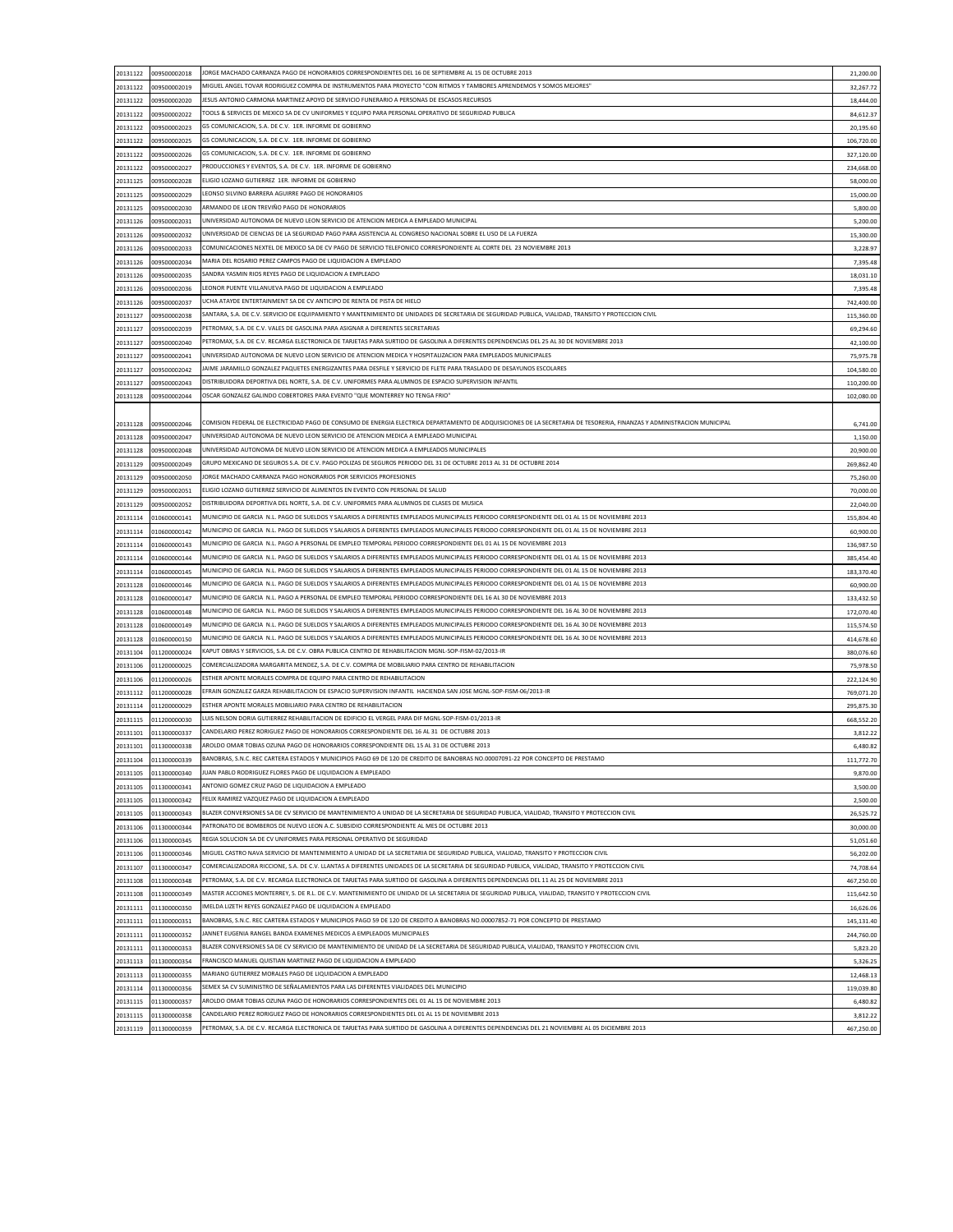| | | | |
|---|---|---|---|
| 20131122 | 009500002018 | JORGE MACHADO CARRANZA PAGO DE HONORARIOS CORRESPONDIENTES DEL 16 DE SEPTIEMBRE AL 15 DE OCTUBRE 2013 | 21,200.00 |
| 20131122 | 009500002019 | MIGUEL ANGEL TOVAR RODRIGUEZ COMPRA DE INSTRUMENTOS PARA PROYECTO "CON RITMOS Y TAMBORES APRENDEMOS Y SOMOS MEJORES" | 32,267.72 |
| 20131122 | 009500002020 | JESUS ANTONIO CARMONA MARTINEZ APOYO DE SERVICIO FUNERARIO A PERSONAS DE ESCASOS RECURSOS | 18,444.00 |
| 20131122 | 009500002022 | TOOLS & SERVICES DE MEXICO SA DE CV UNIFORMES Y EQUIPO PARA PERSONAL OPERATIVO DE SEGURIDAD PUBLICA | 84,612.37 |
| 20131122 | 009500002023 | G5 COMUNICACION, S.A. DE C.V. 1ER. INFORME DE GOBIERNO | 20,195.60 |
| 20131122 | 009500002025 | G5 COMUNICACION, S.A. DE C.V. 1ER. INFORME DE GOBIERNO | 106,720.00 |
| 20131122 | 009500002026 | G5 COMUNICACION, S.A. DE C.V. 1ER. INFORME DE GOBIERNO | 327,120.00 |
| 20131122 | 009500002027 | PRODUCCIONES Y EVENTOS, S.A. DE C.V. 1ER. INFORME DE GOBIERNO | 234,668.00 |
| 20131125 | 009500002028 | ELIGIO LOZANO GUTIERREZ 1ER. INFORME DE GOBIERNO | 58,000.00 |
| 20131125 | 009500002029 | LEONSO SILVINO BARRERA AGUIRRE PAGO DE HONORARIOS | 15,000.00 |
| 20131125 | 009500002030 | ARMANDO DE LEON TREVIÑO PAGO DE HONORARIOS | 5,800.00 |
| 20131126 | 009500002031 | UNIVERSIDAD AUTONOMA DE NUEVO LEON SERVICIO DE ATENCION MEDICA A EMPLEADO MUNICIPAL | 5,200.00 |
| 20131126 | 009500002032 | UNIVERSIDAD DE CIENCIAS DE LA SEGURIDAD PAGO PARA ASISTENCIA AL CONGRESO NACIONAL SOBRE EL USO DE LA FUERZA | 15,300.00 |
| 20131126 | 009500002033 | COMUNICACIONES NEXTEL DE MEXICO SA DE CV PAGO DE SERVICIO TELEFONICO CORRESPONDIENTE AL CORTE DEL 23 NOVIEMBRE 2013 | 3,228.97 |
| 20131126 | 009500002034 | MARIA DEL ROSARIO PEREZ CAMPOS PAGO DE LIQUIDACION A EMPLEADO | 7,395.48 |
| 20131126 | 009500002035 | SANDRA YASMIN RIOS REYES PAGO DE LIQUIDACION A EMPLEADO | 18,031.10 |
| 20131126 | 009500002036 | LEONOR PUENTE VILLANUEVA PAGO DE LIQUIDACION A EMPLEADO | 7,395.48 |
| 20131126 | 009500002037 | UCHA ATAYDE ENTERTAINMENT SA DE CV ANTICIPO DE RENTA DE PISTA DE HIELO | 742,400.00 |
| 20131127 | 009500002038 | SANTARA, S.A. DE C.V. SERVICIO DE EQUIPAMIENTO Y MANTENIMIENTO DE UNIDADES DE SECRETARIA DE SEGURIDAD PUBLICA, VIALIDAD, TRANSITO Y PROTECCION CIVIL | 115,360.00 |
| 20131127 | 009500002039 | PETROMAX, S.A. DE C.V. VALES DE GASOLINA PARA ASIGNAR A DIFERENTES SECRETARIAS | 69,294.60 |
| 20131127 | 009500002040 | PETROMAX, S.A. DE C.V. RECARGA ELECTRONICA DE TARJETAS PARA SURTIDO DE GASOLINA A DIFERENTES DEPENDENCIAS DEL 25 AL 30 DE NOVIEMBRE 2013 | 42,100.00 |
| 20131127 | 009500002041 | UNIVERSIDAD AUTONOMA DE NUEVO LEON SERVICIO DE ATENCION MEDICA Y HOSPITALIZACION PARA EMPLEADOS MUNICIPALES | 75,975.78 |
| 20131127 | 009500002042 | JAIME JARAMILLO GONZALEZ PAQUETES ENERGIZANTES PARA DESFILE Y SERVICIO DE FLETE PARA TRASLADO DE DESAYUNOS ESCOLARES | 104,580.00 |
| 20131127 | 009500002043 | DISTRIBUIDORA DEPORTIVA DEL NORTE, S.A. DE C.V. UNIFORMES PARA ALUMNOS DE ESPACIO SUPERVISION INFANTIL | 110,200.00 |
| 20131128 | 009500002044 | OSCAR GONZALEZ GALINDO COBERTORES PARA EVENTO "QUE MONTERREY NO TENGA FRIO" | 102,080.00 |
| 20131128 | 009500002046 | COMISION FEDERAL DE ELECTRICIDAD PAGO DE CONSUMO DE ENERGIA ELECTRICA DEPARTAMENTO DE ADQUISICIONES DE LA SECRETARIA DE TESORERIA, FINANZAS Y ADMINISTRACION MUNICIPAL | 6,741.00 |
| 20131128 | 009500002047 | UNIVERSIDAD AUTONOMA DE NUEVO LEON SERVICIO DE ATENCION MEDICA A EMPLEADO MUNICIPAL | 1,150.00 |
| 20131128 | 009500002048 | UNIVERSIDAD AUTONOMA DE NUEVO LEON SERVICIO DE ATENCION MEDICA A EMPLEADOS MUNICIPALES | 20,900.00 |
| 20131129 | 009500002049 | GRUPO MEXICANO DE SEGUROS S.A. DE C.V. PAGO POLIZAS DE SEGUROS PERIODO DEL 31 DE OCTUBRE 2013 AL 31 DE OCTUBRE 2014 | 269,862.40 |
| 20131129 | 009500002050 | JORGE MACHADO CARRANZA PAGO HONORARIOS POR SERVICIOS PROFESIONES | 75,260.00 |
| 20131129 | 009500002051 | ELIGIO LOZANO GUTIERREZ SERVICIO DE ALIMENTOS EN EVENTO CON PERSONAL DE SALUD | 70,000.00 |
| 20131129 | 009500002052 | DISTRIBUIDORA DEPORTIVA DEL NORTE, S.A. DE C.V. UNIFORMES PARA ALUMNOS DE CLASES DE MUSICA | 22,040.00 |
| 20131114 | 010600000141 | MUNICIPIO DE GARCIA N.L. PAGO DE SUELDOS Y SALARIOS A DIFERENTES EMPLEADOS MUNICIPALES PERIODO CORRESPONDIENTE DEL 01 AL 15 DE NOVIEMBRE 2013 | 155,804.40 |
| 20131114 | 010600000142 | MUNICIPIO DE GARCIA N.L. PAGO DE SUELDOS Y SALARIOS A DIFERENTES EMPLEADOS MUNICIPALES PERIODO CORRESPONDIENTE DEL 01 AL 15 DE NOVIEMBRE 2013 | 60,900.00 |
| 20131114 | 010600000143 | MUNICIPIO DE GARCIA N.L. PAGO A PERSONAL DE EMPLEO TEMPORAL PERIODO CORRESPONDIENTE DEL 01 AL 15 DE NOVIEMBRE 2013 | 136,987.50 |
| 20131114 | 010600000144 | MUNICIPIO DE GARCIA N.L. PAGO DE SUELDOS Y SALARIOS A DIFERENTES EMPLEADOS MUNICIPALES PERIODO CORRESPONDIENTE DEL 01 AL 15 DE NOVIEMBRE 2013 | 385,454.40 |
| 20131114 | 010600000145 | MUNICIPIO DE GARCIA N.L. PAGO DE SUELDOS Y SALARIOS A DIFERENTES EMPLEADOS MUNICIPALES PERIODO CORRESPONDIENTE DEL 01 AL 15 DE NOVIEMBRE 2013 | 183,370.40 |
| 20131128 | 010600000146 | MUNICIPIO DE GARCIA N.L. PAGO DE SUELDOS Y SALARIOS A DIFERENTES EMPLEADOS MUNICIPALES PERIODO CORRESPONDIENTE DEL 01 AL 15 DE NOVIEMBRE 2013 | 60,900.00 |
| 20131128 | 010600000147 | MUNICIPIO DE GARCIA N.L. PAGO A PERSONAL DE EMPLEO TEMPORAL PERIODO CORRESPONDIENTE DEL 16 AL 30 DE NOVIEMBRE 2013 | 133,432.50 |
| 20131128 | 010600000148 | MUNICIPIO DE GARCIA N.L. PAGO DE SUELDOS Y SALARIOS A DIFERENTES EMPLEADOS MUNICIPALES PERIODO CORRESPONDIENTE DEL 16 AL 30 DE NOVIEMBRE 2013 | 172,070.40 |
| 20131128 | 010600000149 | MUNICIPIO DE GARCIA N.L. PAGO DE SUELDOS Y SALARIOS A DIFERENTES EMPLEADOS MUNICIPALES PERIODO CORRESPONDIENTE DEL 16 AL 30 DE NOVIEMBRE 2013 | 115,574.50 |
| 20131128 | 010600000150 | MUNICIPIO DE GARCIA N.L. PAGO DE SUELDOS Y SALARIOS A DIFERENTES EMPLEADOS MUNICIPALES PERIODO CORRESPONDIENTE DEL 16 AL 30 DE NOVIEMBRE 2013 | 414,678.60 |
| 20131104 | 011200000024 | KAPUT OBRAS Y SERVICIOS, S.A. DE C.V. OBRA PUBLICA CENTRO DE REHABILITACION MGNL-SOP-FISM-02/2013-IR | 380,076.60 |
| 20131106 | 011200000025 | COMERCIALIZADORA MARGARITA MENDEZ, S.A. DE C.V. COMPRA DE MOBILIARIO PARA CENTRO DE REHABILITACION | 75,978.50 |
| 20131106 | 011200000026 | ESTHER APONTE MORALES COMPRA DE EQUIPO PARA CENTRO DE REHABILITACION | 222,124.90 |
| 20131112 | 011200000028 | EFRAIN GONZALEZ GARZA REHABILITACION DE ESPACIO SUPERVISION INFANTIL HACIENDA SAN JOSE MGNL-SOP-FISM-06/2013-IR | 769,071.20 |
| 20131114 | 011200000029 | ESTHER APONTE MORALES MOBILIARIO PARA CENTRO DE REHABILITACION | 295,875.30 |
| 20131115 | 011200000030 | LUIS NELSON DORIA GUTIERREZ REHABILITACION DE EDIFICIO EL VERGEL PARA DIF MGNL-SOP-FISM-01/2013-IR | 668,552.20 |
| 20131101 | 011300000337 | CANDELARIO PEREZ RORIGUEZ PAGO DE HONORARIOS CORRESPONDIENTE DEL 16 AL 31 DE OCTUBRE 2013 | 3,812.22 |
| 20131101 | 011300000338 | AROLDO OMAR TOBIAS OZUNA PAGO DE HONORARIOS CORRESPONDIENTE DEL 15 AL 31 DE OCTUBRE 2013 | 6,480.82 |
| 20131104 | 011300000339 | BANOBRAS, S.N.C. REC CARTERA ESTADOS Y MUNICIPIOS PAGO 69 DE 120 DE CREDITO DE BANOBRAS NO.00007091-22 POR CONCEPTO DE PRESTAMO | 111,772.70 |
| 20131105 | 011300000340 | JUAN PABLO RODRIGUEZ FLORES PAGO DE LIQUIDACION A EMPLEADO | 9,870.00 |
| 20131105 | 011300000341 | ANTONIO GOMEZ CRUZ PAGO DE LIQUIDACION A EMPLEADO | 3,500.00 |
| 20131105 | 011300000342 | FELIX RAMIREZ VAZQUEZ PAGO DE LIQUIDACION A EMPLEADO | 2,500.00 |
| 20131105 | 011300000343 | BLAZER CONVERSIONES SA DE CV SERVICIO DE MANTENIMIENTO A UNIDAD DE LA SECRETARIA DE SEGURIDAD PUBLICA, VIALIDAD, TRANSITO Y PROTECCION CIVIL | 26,525.72 |
| 20131106 | 011300000344 | PATRONATO DE BOMBEROS DE NUEVO LEON A.C. SUBSIDIO CORRESPONDIENTE AL MES DE OCTUBRE 2013 | 30,000.00 |
| 20131106 | 011300000345 | REGIA SOLUCION SA DE CV UNIFORMES PARA PERSONAL OPERATIVO DE SEGURIDAD | 51,051.60 |
| 20131106 | 011300000346 | MIGUEL CASTRO NAVA SERVICIO DE MANTENIMIENTO A UNIDAD DE LA SECRETARIA DE SEGURIDAD PUBLICA, VIALIDAD, TRANSITO Y PROTECCION CIVIL | 56,202.00 |
| 20131107 | 011300000347 | COMERCIALIZADORA RICCIONE, S.A. DE C.V. LLANTAS A DIFERENTES UNIDADES DE LA SECRETARIA DE SEGURIDAD PUBLICA, VIALIDAD, TRANSITO Y PROTECCION CIVIL | 74,708.64 |
| 20131108 | 011300000348 | PETROMAX, S.A. DE C.V. RECARGA ELECTRONICA DE TARJETAS PARA SURTIDO DE GASOLINA A DIFERENTES DEPENDENCIAS DEL 11 AL 25 DE NOVIEMBRE 2013 | 467,250.00 |
| 20131108 | 011300000349 | MASTER ACCIONES MONTERREY, S. DE R.L. DE C.V. MANTENIMIENTO DE UNIDAD DE LA SECRETARIA DE SEGURIDAD PUBLICA, VIALIDAD, TRANSITO Y PROTECCION CIVIL | 115,642.50 |
| 20131111 | 011300000350 | IMELDA LIZETH REYES GONZALEZ PAGO DE LIQUIDACION A EMPLEADO | 16,626.06 |
| 20131111 | 011300000351 | BANOBRAS, S.N.C. REC CARTERA ESTADOS Y MUNICIPIOS PAGO 59 DE 120 DE CREDITO A BANOBRAS NO.00007852-71 POR CONCEPTO DE PRESTAMO | 145,131.40 |
| 20131111 | 011300000352 | JANNET EUGENIA RANGEL BANDA EXAMENES MEDICOS A EMPLEADOS MUNICIPALES | 244,760.00 |
| 20131111 | 011300000353 | BLAZER CONVERSIONES SA DE CV SERVICIO DE MANTENIMIENTO DE UNIDAD DE LA SECRETARIA DE SEGURIDAD PUBLICA, VIALIDAD, TRANSITO Y PROTECCION CIVIL | 5,823.20 |
| 20131113 | 011300000354 | FRANCISCO MANUEL QUISTIAN MARTINEZ PAGO DE LIQUIDACION A EMPLEADO | 5,326.25 |
| 20131113 | 011300000355 | MARIANO GUTIERREZ MORALES PAGO DE LIQUIDACION A EMPLEADO | 12,468.13 |
| 20131114 | 011300000356 | SEMEX SA CV SUMINISTRO DE SEÑALAMIENTOS PARA LAS DIFERENTES VIALIDADES DEL MUNICIPIO | 119,039.80 |
| 20131115 | 011300000357 | AROLDO OMAR TOBIAS OZUNA PAGO DE HONORARIOS CORRESPONDIENTES DEL 01 AL 15 DE NOVIEMBRE 2013 | 6,480.82 |
| 20131115 | 011300000358 | CANDELARIO PEREZ RORIGUEZ PAGO DE HONORARIOS CORRESPONDIENTES DEL 01 AL 15 DE NOVIEMBRE 2013 | 3,812.22 |
| 20131119 | 011300000359 | PETROMAX, S.A. DE C.V. RECARGA ELECTRONICA DE TARJETAS PARA SURTIDO DE GASOLINA A DIFERENTES DEPENDENCIAS DEL 21 NOVIEMBRE AL 05 DICIEMBRE 2013 | 467,250.00 |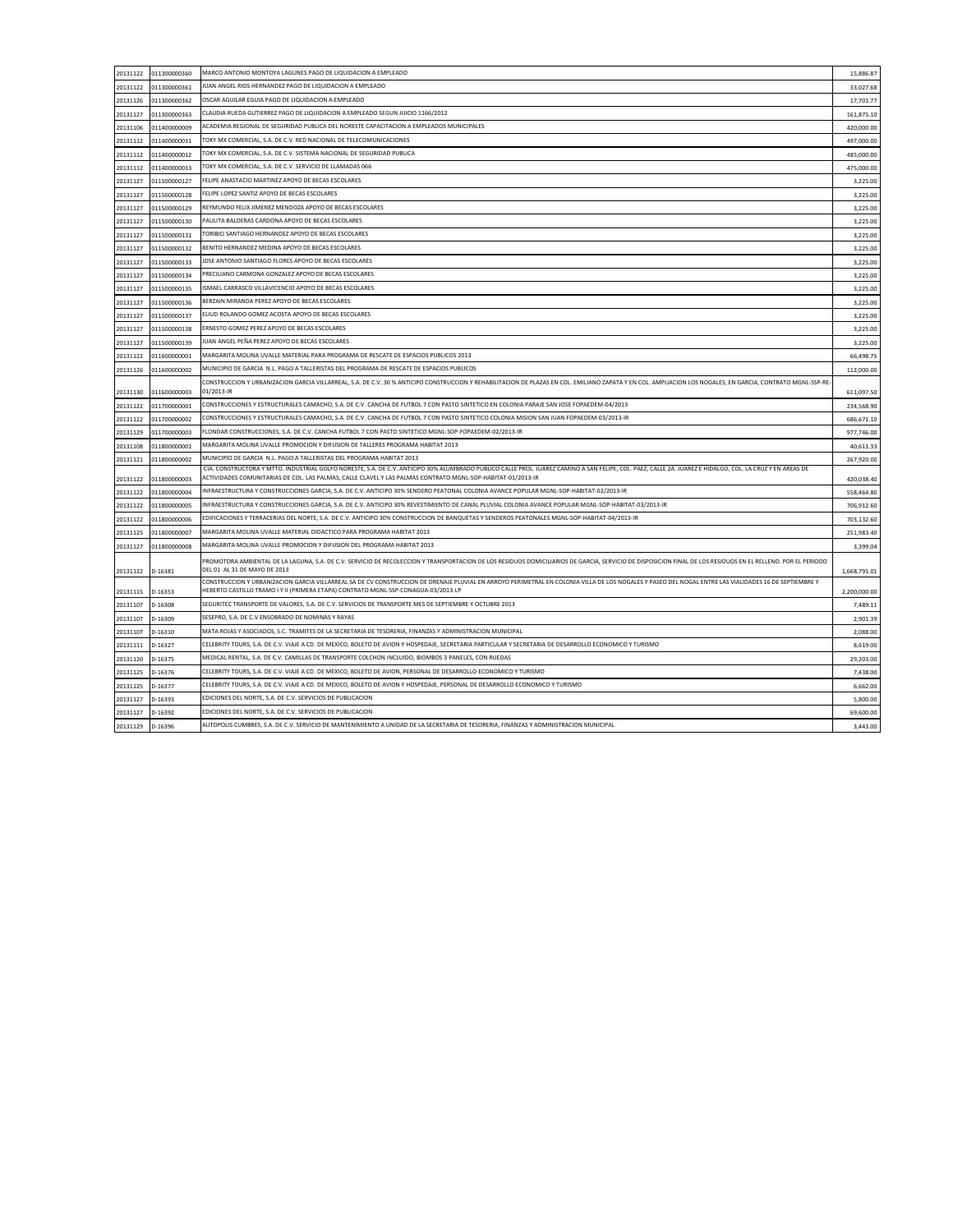| | | | |
|---|---|---|---|
| 20131122 | 011300000360 | MARCO ANTONIO MONTOYA LAGUNES PAGO DE LIQUIDACION A EMPLEADO | 15,886.87 |
| 20131122 | 011300000361 | JUAN ANGEL RIOS HERNANDEZ PAGO DE LIQUIDACION A EMPLEADO | 33,027.68 |
| 20131126 | 011300000362 | OSCAR AGUILAR EGUIA PAGO DE LIQUIDACION A EMPLEADO | 17,701.77 |
| 20131127 | 011300000363 | CLAUDIA RUEDA GUTIERREZ PAGO DE LIQUIDACION A EMPLEADO SEGUN JUICIO 1166/2012 | 161,875.10 |
| 20131106 | 011400000009 | ACADEMIA REGIONAL DE SEGURIDAD PUBLICA DEL NORESTE CAPACITACION A EMPLEADOS MUNICIPALES | 420,000.00 |
| 20131112 | 011400000011 | TOKY MX COMERCIAL, S.A. DE C.V. RED NACIONAL DE TELECOMUNICACIONES | 497,000.00 |
| 20131112 | 011400000012 | TOKY MX COMERCIAL, S.A. DE C.V. SISTEMA NACIONAL DE SEGURIDAD PUBLICA | 485,000.00 |
| 20131112 | 011400000013 | TOKY MX COMERCIAL, S.A. DE C.V. SERVICIO DE LLAMADAS 066 | 475,000.00 |
| 20131127 | 011500000127 | FELIPE ANASTACIO MARTINEZ APOYO DE BECAS ESCOLARES | 3,225.00 |
| 20131127 | 011500000128 | FELIPE LOPEZ SANTIZ APOYO DE BECAS ESCOLARES | 3,225.00 |
| 20131127 | 011500000129 | REYMUNDO FELIX JIMENEZ MENDOZA APOYO DE BECAS ESCOLARES | 3,225.00 |
| 20131127 | 011500000130 | PAULITA BALDERAS CARDONA APOYO DE BECAS ESCOLARES | 3,225.00 |
| 20131127 | 011500000131 | TORIBIO SANTIAGO HERNANDEZ APOYO DE BECAS ESCOLARES | 3,225.00 |
| 20131127 | 011500000132 | BENITO HERNANDEZ MEDINA APOYO DE BECAS ESCOLARES | 3,225.00 |
| 20131127 | 011500000133 | JOSE ANTONIO SANTIAGO FLORES APOYO DE BECAS ESCOLARES | 3,225.00 |
| 20131127 | 011500000134 | PRECILIANO CARMONA GONZALEZ APOYO DE BECAS ESCOLARES | 3,225.00 |
| 20131127 | 011500000135 | ISMAEL CARRASCO VILLAVICENCIO APOYO DE BECAS ESCOLARES | 3,225.00 |
| 20131127 | 011500000136 | BERZAIN MIRANDA PEREZ APOYO DE BECAS ESCOLARES | 3,225.00 |
| 20131127 | 011500000137 | ELIUD ROLANDO GOMEZ ACOSTA APOYO DE BECAS ESCOLARES | 3,225.00 |
| 20131127 | 011500000138 | ERNESTO GOMEZ PEREZ APOYO DE BECAS ESCOLARES | 3,225.00 |
| 20131127 | 011500000139 | JUAN ANGEL PEÑA PEREZ APOYO DE BECAS ESCOLARES | 3,225.00 |
| 20131122 | 011600000001 | MARGARITA MOLINA UVALLE MATERIAL PARA PROGRAMA DE RESCATE DE ESPACIOS PUBLICOS 2013 | 66,498.75 |
| 20131126 | 011600000002 | MUNICIPIO DE GARCIA N.L. PAGO A TALLERISTAS DEL PROGRAMA DE RESCATE DE ESPACIOS PUBLICOS | 112,000.00 |
| 20131130 | 011600000003 | CONSTRUCCION Y URBANIZACION GARCIA VILLARREAL, S.A. DE C.V. 30 % ANTICIPO CONSTRUCCION Y REHABILITACION DE PLAZAS EN COL. EMILIANO ZAPATA Y EN COL. AMPLIACION LOS NOGALES, EN GARCIA, CONTRATO MGNL-SSP-RE-01/2013-IR | 611,097.50 |
| 20131122 | 011700000001 | CONSTRUCCIONES Y ESTRUCTURALES CAMACHO, S.A. DE C.V. CANCHA DE FUTBOL 7 CON PASTO SINTETICO EN COLONIA PARAJE SAN JOSE FOPAEDEM-04/2013 | 234,568.90 |
| 20131122 | 011700000002 | CONSTRUCCIONES Y ESTRUCTURALES CAMACHO, S.A. DE C.V. CANCHA DE FUTBOL 7 CON PASTO SINTETICO COLONIA MISION SAN JUAN FOPAEDEM-03/2013-IR | 686,671.10 |
| 20131129 | 011700000003 | FLONDAR CONSTRUCCIONES, S.A. DE C.V. CANCHA FUTBOL 7 CON PASTO SINTETICO MGNL-SOP-FOPAEDEM-02/2013-IR | 977,746.00 |
| 20131108 | 011800000001 | MARGARITA MOLINA UVALLE PROMOCION Y DIFUSION DE TALLERES PROGRAMA HABITAT 2013 | 40,611.33 |
| 20131121 | 011800000002 | MUNICIPIO DE GARCIA N.L. PAGO A TALLERISTAS DEL PROGRAMA HABITAT 2013 | 267,920.00 |
| 20131122 | 011800000003 | CIA. CONSTRUCTORA Y MTTO. INDUSTRIAL GOLFO NORESTE, S.A. DE C.V. ANTICIPO 30% ALUMBRADO PUBLICO CALLE PROL. JUAREZ CAMINO A SAN FELIPE, COL. PAEZ, CALLE 2A. JUAREZ E HIDALGO, COL. LA CRUZ Y EN AREAS DE ACTIVIDADES COMUNITARIAS DE COL. LAS PALMAS, CALLE CLAVEL Y LAS PALMAS CONTRATO MGNL-SOP-HABITAT-01/2013-IR | 420,038.40 |
| 20131122 | 011800000004 | INFRAESTRUCTURA Y CONSTRUCCIONES GARCIA, S.A. DE C.V. ANTICIPO 30% SENDERO PEATONAL COLONIA AVANCE POPULAR MGNL-SOP-HABITAT-02/2013-IR | 558,464.80 |
| 20131122 | 011800000005 | INFRAESTRUCTURA Y CONSTRUCCIONES GARCIA, S.A. DE C.V. ANTICIPO 30% REVESTIMIENTO DE CANAL PLUVIAL COLONIA AVANCE POPULAR MGNL-SOP-HABITAT-03/2013-IR | 706,912.60 |
| 20131122 | 011800000006 | EDIFICACIONES Y TERRACERIAS DEL NORTE, S.A. DE C.V. ANTICIPO 30% CONSTRUCCION DE BANQUETAS Y SENDEROS PEATONALES MGNL-SOP-HABITAT-04/2013-IR | 703,132.60 |
| 20131125 | 011800000007 | MARGARITA MOLINA UVALLE MATERIAL DIDACTICO PARA PROGRAMA HABITAT 2013 | 251,983.40 |
| 20131127 | 011800000008 | MARGARITA MOLINA UVALLE PROMOCION Y DIFUSION DEL PROGRAMA HABITAT 2013 | 3,399.04 |
| 20131122 | D-16381 | PROMOTORA AMBIENTAL DE LA LAGUNA, S.A. DE C.V. SERVICIO DE RECOLECCION Y TRANSPORTACION DE LOS RESIDUOS DOMICILIARIOS DE GARCIA, SERVICIO DE DISPOSICION FINAL DE LOS RESIDUOS EN EL RELLENO. POR EL PERIODO DEL 01 AL 31 DE MAYO DE 2013 | 1,668,791.01 |
| 20131115 | D-16353 | CONSTRUCCION Y URBANIZACION GARCIA VILLARREAL SA DE CV CONSTRUCCION DE DRENAJE PLUVIAL EN ARROYO PERIMETRAL EN COLONIA VILLA DE LOS NOGALES Y PASEO DEL NOGAL ENTRE LAS VIALIDADES 16 DE SEPTIEMBRE Y HEBERTO CASTILLO TRAMO I Y II (PRIMERA ETAPA) CONTRATO MGNL-SSP-CONAGUA-03/2013-LP | 2,200,000.00 |
| 20131107 | D-16308 | SEGURITEC TRANSPORTE DE VALORES, S.A. DE C.V. SERVICIOS DE TRANSPORTE MES DE SEPTIEMBRE Y OCTUBRE 2013 | 7,489.11 |
| 20131107 | D-16309 | SESEPRO, S.A. DE C.V ENSOBRADO DE NOMINAS Y RAYAS | 2,901.39 |
| 20131107 | D-16310 | MATA ROJAS Y ASOCIADOS, S.C. TRAMITES DE LA SECRETARIA DE TESORERIA, FINANZAS Y ADMINISTRACION MUNICIPAL | 2,088.00 |
| 20131111 | D-16327 | CELEBRITY TOURS, S.A. DE C.V. VIAJE A CD. DE MEXICO, BOLETO DE AVION Y HOSPEDAJE, SECRETARIA PARTICULAR Y SECRETARIA DE DESARROLLO ECONOMICO Y TURISMO | 8,619.00 |
| 20131120 | D-16375 | MEDICAL RENTAL, S.A. DE C.V. CAMILLAS DE TRANSPORTE COLCHON INCLUIDO, BIOMBOS 3 PANELES, CON RUEDAS | 29,203.00 |
| 20131125 | D-16376 | CELEBRITY TOURS, S.A. DE C.V. VIAJE A CD. DE MEXICO, BOLETO DE AVION, PERSONAL DE DESARROLLO ECONOMICO Y TURISMO | 7,438.00 |
| 20131125 | D-16377 | CELEBRITY TOURS, S.A. DE C.V. VIAJE A CD. DE MEXICO, BOLETO DE AVION Y HOSPEDAJE, PERSONAL DE DESARROLLO ECONOMICO Y TURISMO | 6,662.00 |
| 20131127 | D-16393 | EDICIONES DEL NORTE, S.A. DE C.V. SERVICIOS DE PUBLICACION | 5,800.00 |
| 20131127 | D-16392 | EDICIONES DEL NORTE, S.A. DE C.V. SERVICIOS DE PUBLICACION | 69,600.00 |
| 20131129 | D-16396 | AUTOPOLIS CUMBRES, S.A. DE C.V. SERVICIO DE MANTENIMIENTO A UNIDAD DE LA SECRETARIA DE TESORERIA, FINANZAS Y ADMINISTRACION MUNICIPAL | 3,443.00 |